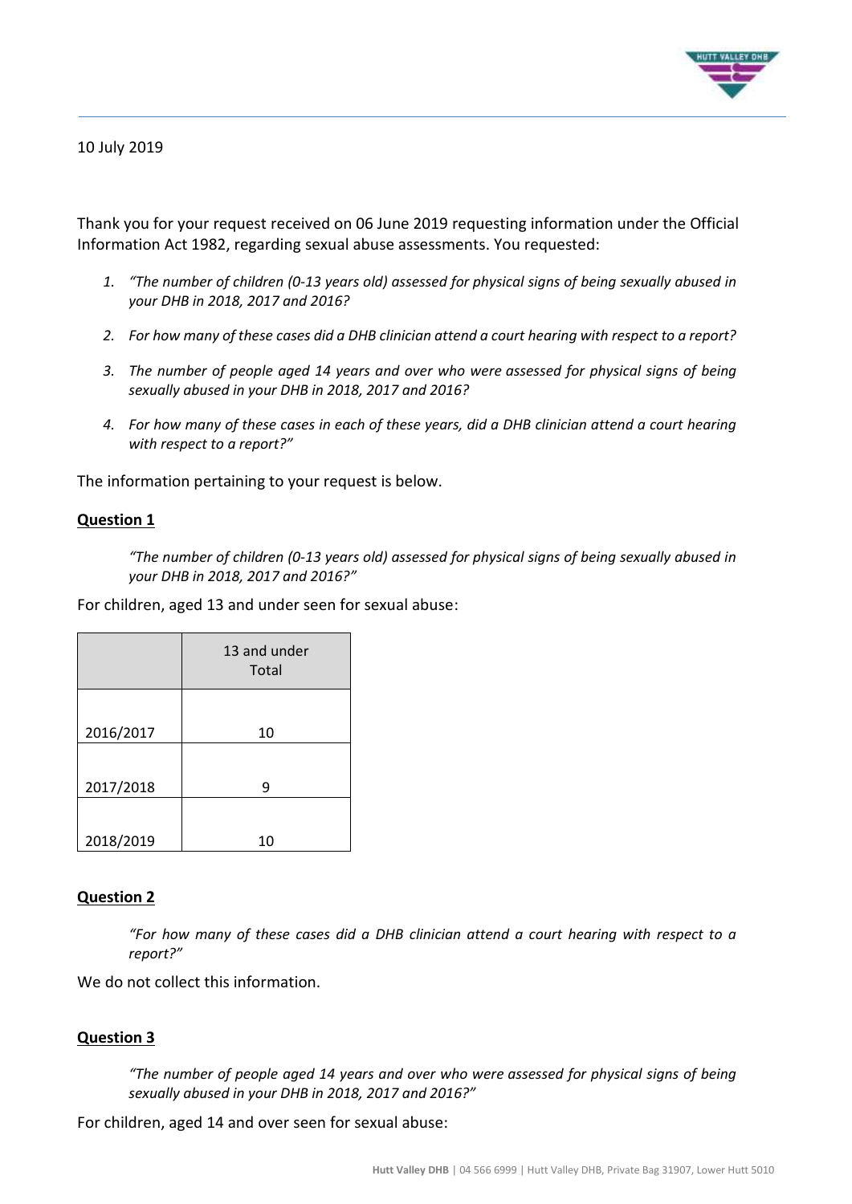10 July 2019

Thank you for your request received on 06 June 2019 requesting information under the Official Information Act 1982, regarding sexual abuse assessments. You requested:

1. *"The number of children (0-13 years old) assessed for physical signs of being sexually abused in your DHB in 2018, 2017 and 2016?*
2. *For how many of these cases did a DHB clinician attend a court hearing with respect to a report?*
3. *The number of people aged 14 years and over who were assessed for physical signs of being sexually abused in your DHB in 2018, 2017 and 2016?*
4. *For how many of these cases in each of these years, did a DHB clinician attend a court hearing with respect to a report?"*

The information pertaining to your request is below.

**Question 1**

> *"The number of children (0-13 years old) assessed for physical signs of being sexually abused in your DHB in 2018, 2017 and 2016?"*

For children, aged 13 and under seen for sexual abuse:

| | 13 and under Total |
|---|---|
| 2016/2017 | 10 |
| 2017/2018 | 9 |
| 2018/2019 | 10 |

**Question 2**

> *"For how many of these cases did a DHB clinician attend a court hearing with respect to a report?"*

We do not collect this information.

**Question 3**

> *"The number of people aged 14 years and over who were assessed for physical signs of being sexually abused in your DHB in 2018, 2017 and 2016?"*

For children, aged 14 and over seen for sexual abuse: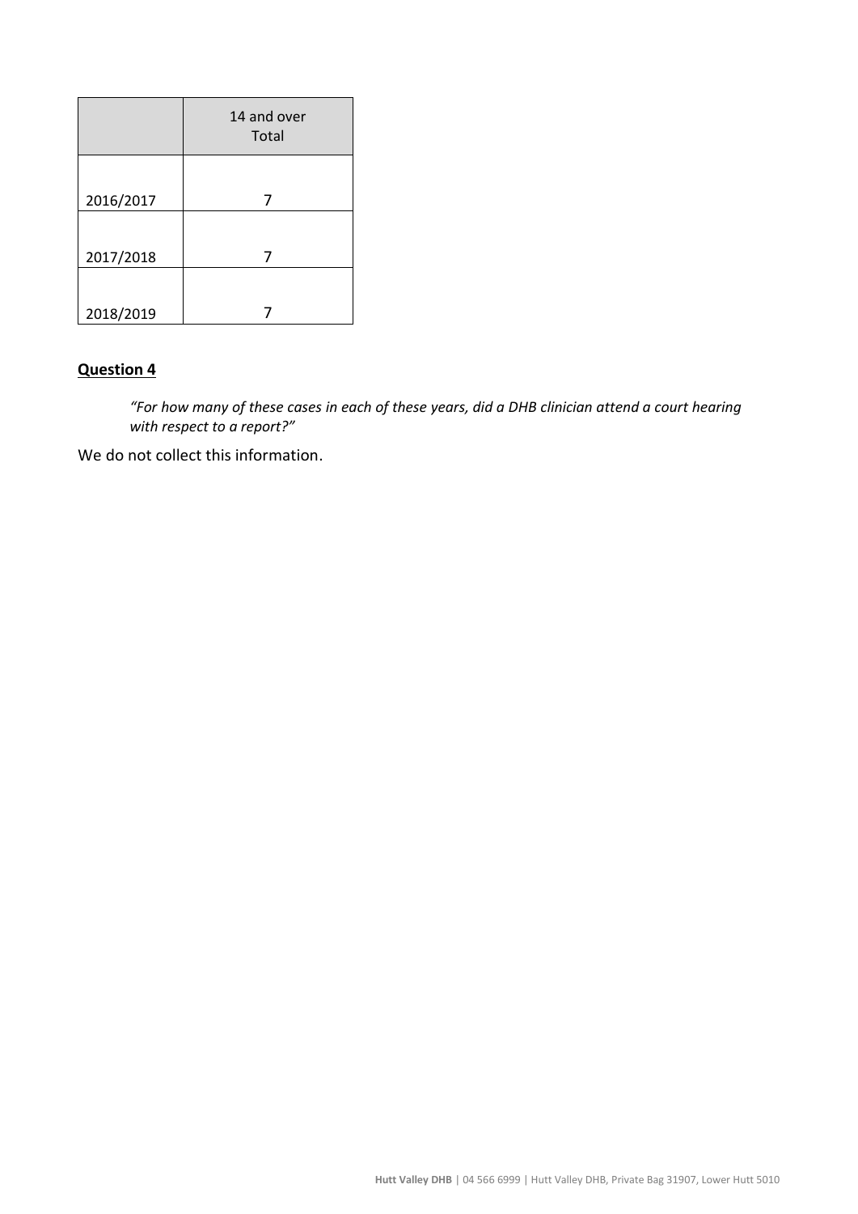| | 14 and over Total |
|---|---|
| 2016/2017 | 7 |
| 2017/2018 | 7 |
| 2018/2019 | 7 |

**Question 4**

*"For how many of these cases in each of these years, did a DHB clinician attend a court hearing with respect to a report?"*

We do not collect this information.